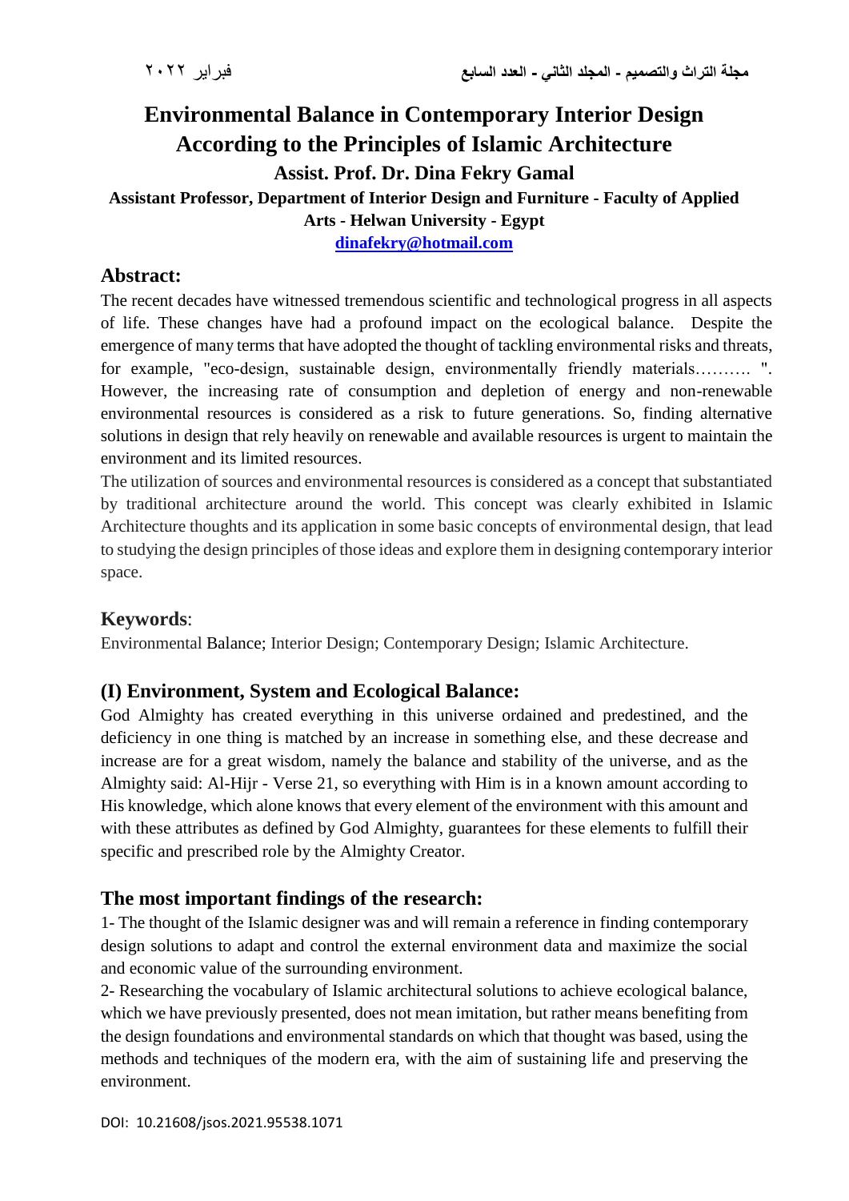# Environmental Balance in Contemporary Interior Design According to the Principles of Islamic Architecture

**Assist. Prof. Dr. Dina Fekry Gamal**

**Assistant Professor, Department of Interior Design and Furniture - Faculty of Applied Arts - Helwan University - Egypt**

**dinafekry@hotmail.com**

## Abstract:

The recent decades have witnessed tremendous scientific and technological progress in all aspects of life. These changes have had a profound impact on the ecological balance. Despite the emergence of many terms that have adopted the thought of tackling environmental risks and threats, for example, "eco-design, sustainable design, environmentally friendly materials………. ". However, the increasing rate of consumption and depletion of energy and non-renewable environmental resources is considered as a risk to future generations. So, finding alternative solutions in design that rely heavily on renewable and available resources is urgent to maintain the environment and its limited resources.

The utilization of sources and environmental resources is considered as a concept that substantiated by traditional architecture around the world. This concept was clearly exhibited in Islamic Architecture thoughts and its application in some basic concepts of environmental design, that lead to studying the design principles of those ideas and explore them in designing contemporary interior space.

## Keywords:

Environmental Balance; Interior Design; Contemporary Design; Islamic Architecture.

## (I) Environment, System and Ecological Balance:

God Almighty has created everything in this universe ordained and predestined, and the deficiency in one thing is matched by an increase in something else, and these decrease and increase are for a great wisdom, namely the balance and stability of the universe, and as the Almighty said: Al-Hijr - Verse 21, so everything with Him is in a known amount according to His knowledge, which alone knows that every element of the environment with this amount and with these attributes as defined by God Almighty, guarantees for these elements to fulfill their specific and prescribed role by the Almighty Creator.

## The most important findings of the research:

1- The thought of the Islamic designer was and will remain a reference in finding contemporary design solutions to adapt and control the external environment data and maximize the social and economic value of the surrounding environment.

2- Researching the vocabulary of Islamic architectural solutions to achieve ecological balance, which we have previously presented, does not mean imitation, but rather means benefiting from the design foundations and environmental standards on which that thought was based, using the methods and techniques of the modern era, with the aim of sustaining life and preserving the environment.

DOI: 10.21608/jsos.2021.95538.1071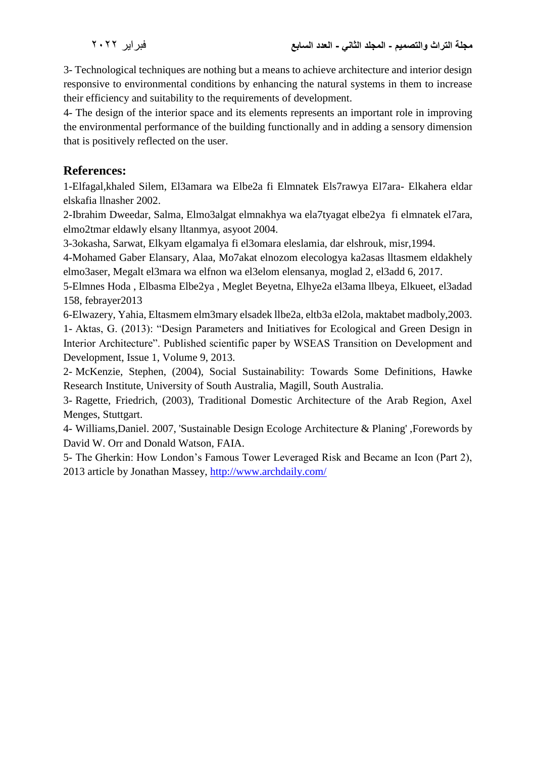3- Technological techniques are nothing but a means to achieve architecture and interior design responsive to environmental conditions by enhancing the natural systems in them to increase their efficiency and suitability to the requirements of development.

4- The design of the interior space and its elements represents an important role in improving the environmental performance of the building functionally and in adding a sensory dimension that is positively reflected on the user.

## References:

1-Elfagal,khaled Silem, El3amara wa Elbe2a fi Elmnatek Els7rawya El7ara- Elkahera eldar elskafia llnasher 2002.

2-Ibrahim Dweedar, Salma, Elmo3algat elmnakhya wa ela7tyagat elbe2ya fi elmnatek el7ara, elmo2tmar eldawly elsany lltanmya, asyoot 2004.

3-3okasha, Sarwat, Elkyam elgamalya fi el3omara eleslamia, dar elshrouk, misr,1994.

4-Mohamed Gaber Elansary, Alaa, Mo7akat elnozom elecologya ka2asas lltasmem eldakhely elmo3aser, Megalt el3mara wa elfnon wa el3elom elensanya, moglad 2, el3add 6, 2017.

5-Elmnes Hoda , Elbasma Elbe2ya , Meglet Beyetna, Elhye2a el3ama llbeya, Elkueet, el3adad 158, febrayer2013

6-Elwazery, Yahia, Eltasmem elm3mary elsadek llbe2a, eltb3a el2ola, maktabet madboly,2003.

1- Aktas, G. (2013): “Design Parameters and Initiatives for Ecological and Green Design in Interior Architecture”. Published scientific paper by WSEAS Transition on Development and Development, Issue 1, Volume 9, 2013.

2- McKenzie, Stephen, (2004), Social Sustainability: Towards Some Definitions, Hawke Research Institute, University of South Australia, Magill, South Australia.

3- Ragette, Friedrich, (2003), Traditional Domestic Architecture of the Arab Region, Axel Menges, Stuttgart.

4- Williams,Daniel. 2007, 'Sustainable Design Ecologe Architecture & Planing' ,Forewords by David W. Orr and Donald Watson, FAIA.

5- The Gherkin: How London’s Famous Tower Leveraged Risk and Became an Icon (Part 2), 2013 article by Jonathan Massey, http://www.archdaily.com/